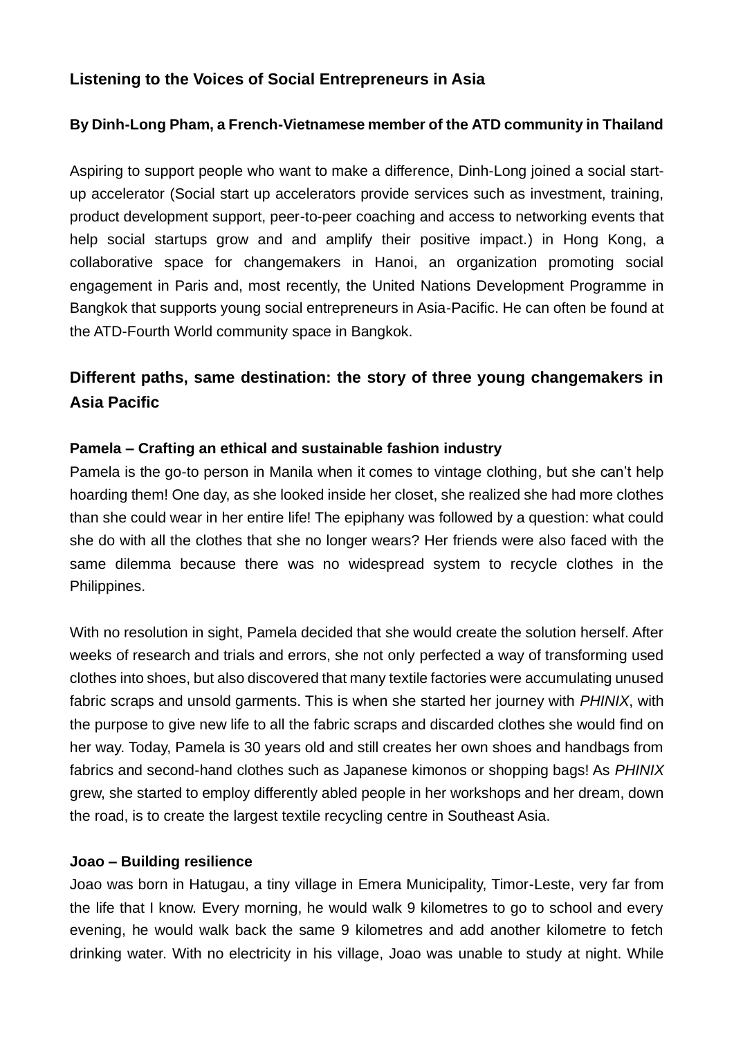## Listening to the Voices of Social Entrepreneurs in Asia

**By Dinh-Long Pham, a French-Vietnamese member of the ATD community in Thailand**

Aspiring to support people who want to make a difference, Dinh-Long joined a social start-up accelerator (Social start up accelerators provide services such as investment, training, product development support, peer-to-peer coaching and access to networking events that help social startups grow and and amplify their positive impact.) in Hong Kong, a collaborative space for changemakers in Hanoi, an organization promoting social engagement in Paris and, most recently, the United Nations Development Programme in Bangkok that supports young social entrepreneurs in Asia-Pacific. He can often be found at the ATD-Fourth World community space in Bangkok.

## Different paths, same destination: the story of three young changemakers in Asia Pacific

### Pamela – Crafting an ethical and sustainable fashion industry

Pamela is the go-to person in Manila when it comes to vintage clothing, but she can't help hoarding them! One day, as she looked inside her closet, she realized she had more clothes than she could wear in her entire life! The epiphany was followed by a question: what could she do with all the clothes that she no longer wears? Her friends were also faced with the same dilemma because there was no widespread system to recycle clothes in the Philippines.

With no resolution in sight, Pamela decided that she would create the solution herself. After weeks of research and trials and errors, she not only perfected a way of transforming used clothes into shoes, but also discovered that many textile factories were accumulating unused fabric scraps and unsold garments. This is when she started her journey with *PHINIX*, with the purpose to give new life to all the fabric scraps and discarded clothes she would find on her way. Today, Pamela is 30 years old and still creates her own shoes and handbags from fabrics and second-hand clothes such as Japanese kimonos or shopping bags! As *PHINIX* grew, she started to employ differently abled people in her workshops and her dream, down the road, is to create the largest textile recycling centre in Southeast Asia.

### Joao – Building resilience

Joao was born in Hatugau, a tiny village in Emera Municipality, Timor-Leste, very far from the life that I know. Every morning, he would walk 9 kilometres to go to school and every evening, he would walk back the same 9 kilometres and add another kilometre to fetch drinking water. With no electricity in his village, Joao was unable to study at night. While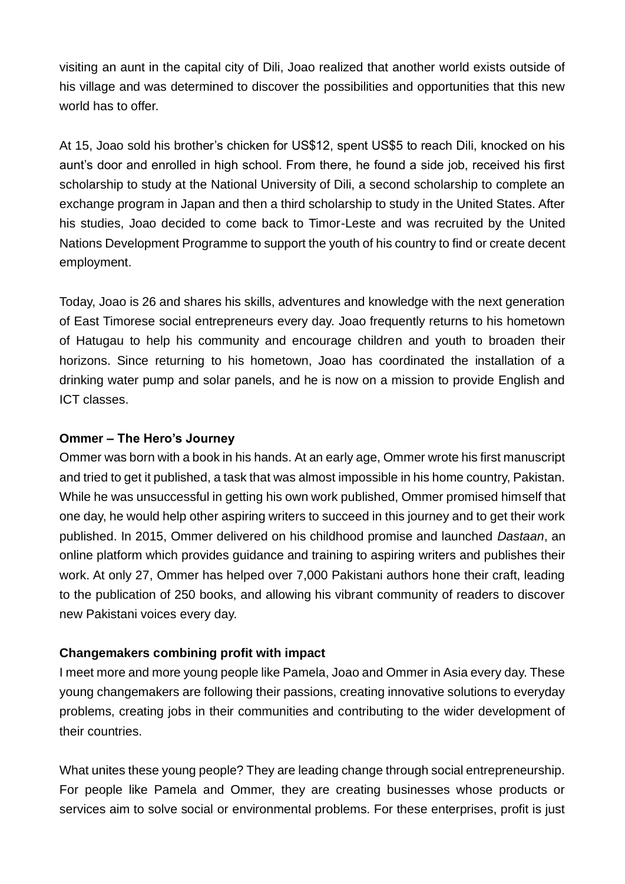visiting an aunt in the capital city of Dili, Joao realized that another world exists outside of his village and was determined to discover the possibilities and opportunities that this new world has to offer.

At 15, Joao sold his brother's chicken for US$12, spent US$5 to reach Dili, knocked on his aunt's door and enrolled in high school. From there, he found a side job, received his first scholarship to study at the National University of Dili, a second scholarship to complete an exchange program in Japan and then a third scholarship to study in the United States. After his studies, Joao decided to come back to Timor-Leste and was recruited by the United Nations Development Programme to support the youth of his country to find or create decent employment.

Today, Joao is 26 and shares his skills, adventures and knowledge with the next generation of East Timorese social entrepreneurs every day. Joao frequently returns to his hometown of Hatugau to help his community and encourage children and youth to broaden their horizons. Since returning to his hometown, Joao has coordinated the installation of a drinking water pump and solar panels, and he is now on a mission to provide English and ICT classes.

**Ommer – The Hero's Journey**

Ommer was born with a book in his hands. At an early age, Ommer wrote his first manuscript and tried to get it published, a task that was almost impossible in his home country, Pakistan. While he was unsuccessful in getting his own work published, Ommer promised himself that one day, he would help other aspiring writers to succeed in this journey and to get their work published. In 2015, Ommer delivered on his childhood promise and launched *Dastaan*, an online platform which provides guidance and training to aspiring writers and publishes their work. At only 27, Ommer has helped over 7,000 Pakistani authors hone their craft, leading to the publication of 250 books, and allowing his vibrant community of readers to discover new Pakistani voices every day.

**Changemakers combining profit with impact**

I meet more and more young people like Pamela, Joao and Ommer in Asia every day. These young changemakers are following their passions, creating innovative solutions to everyday problems, creating jobs in their communities and contributing to the wider development of their countries.

What unites these young people? They are leading change through social entrepreneurship. For people like Pamela and Ommer, they are creating businesses whose products or services aim to solve social or environmental problems. For these enterprises, profit is just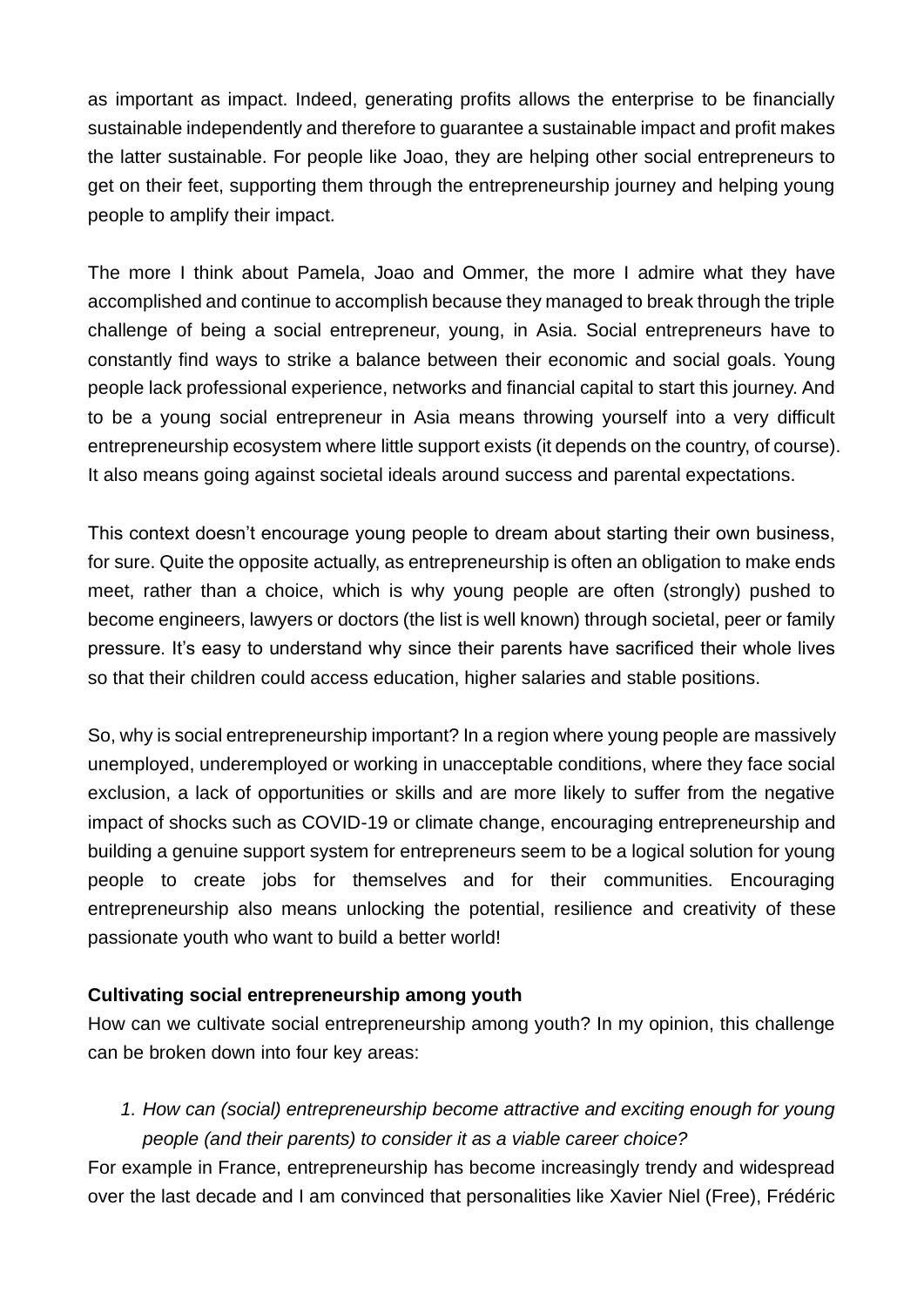as important as impact. Indeed, generating profits allows the enterprise to be financially sustainable independently and therefore to guarantee a sustainable impact and profit makes the latter sustainable. For people like Joao, they are helping other social entrepreneurs to get on their feet, supporting them through the entrepreneurship journey and helping young people to amplify their impact.

The more I think about Pamela, Joao and Ommer, the more I admire what they have accomplished and continue to accomplish because they managed to break through the triple challenge of being a social entrepreneur, young, in Asia. Social entrepreneurs have to constantly find ways to strike a balance between their economic and social goals. Young people lack professional experience, networks and financial capital to start this journey. And to be a young social entrepreneur in Asia means throwing yourself into a very difficult entrepreneurship ecosystem where little support exists (it depends on the country, of course). It also means going against societal ideals around success and parental expectations.

This context doesn't encourage young people to dream about starting their own business, for sure. Quite the opposite actually, as entrepreneurship is often an obligation to make ends meet, rather than a choice, which is why young people are often (strongly) pushed to become engineers, lawyers or doctors (the list is well known) through societal, peer or family pressure. It's easy to understand why since their parents have sacrificed their whole lives so that their children could access education, higher salaries and stable positions.

So, why is social entrepreneurship important? In a region where young people are massively unemployed, underemployed or working in unacceptable conditions, where they face social exclusion, a lack of opportunities or skills and are more likely to suffer from the negative impact of shocks such as COVID-19 or climate change, encouraging entrepreneurship and building a genuine support system for entrepreneurs seem to be a logical solution for young people to create jobs for themselves and for their communities. Encouraging entrepreneurship also means unlocking the potential, resilience and creativity of these passionate youth who want to build a better world!

**Cultivating social entrepreneurship among youth**

How can we cultivate social entrepreneurship among youth? In my opinion, this challenge can be broken down into four key areas:

1. *How can (social) entrepreneurship become attractive and exciting enough for young people (and their parents) to consider it as a viable career choice?*

For example in France, entrepreneurship has become increasingly trendy and widespread over the last decade and I am convinced that personalities like Xavier Niel (Free), Frédéric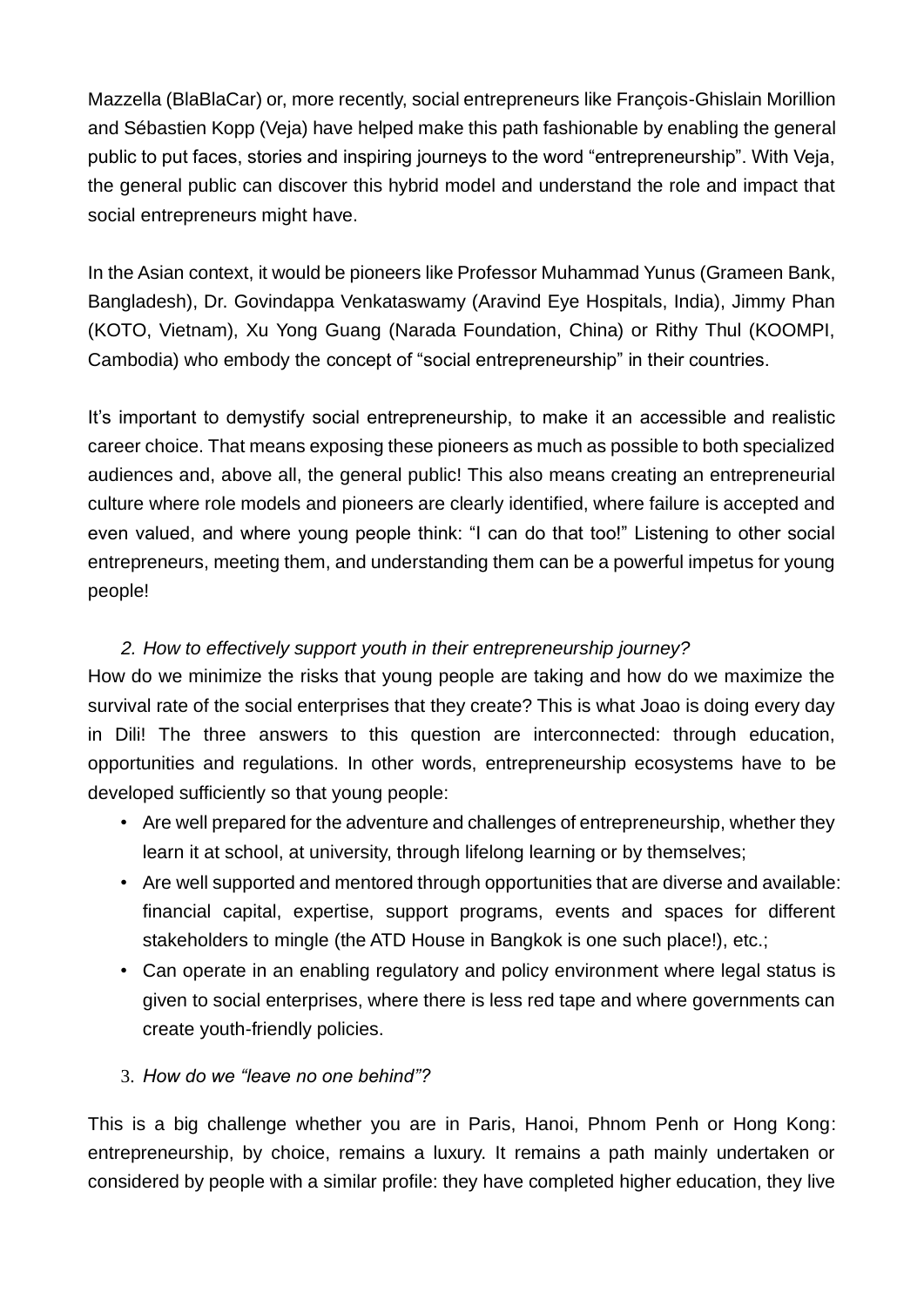Mazzella (BlaBlaCar) or, more recently, social entrepreneurs like François-Ghislain Morillion and Sébastien Kopp (Veja) have helped make this path fashionable by enabling the general public to put faces, stories and inspiring journeys to the word "entrepreneurship". With Veja, the general public can discover this hybrid model and understand the role and impact that social entrepreneurs might have.

In the Asian context, it would be pioneers like Professor Muhammad Yunus (Grameen Bank, Bangladesh), Dr. Govindappa Venkataswamy (Aravind Eye Hospitals, India), Jimmy Phan (KOTO, Vietnam), Xu Yong Guang (Narada Foundation, China) or Rithy Thul (KOOMPI, Cambodia) who embody the concept of "social entrepreneurship" in their countries.

It's important to demystify social entrepreneurship, to make it an accessible and realistic career choice. That means exposing these pioneers as much as possible to both specialized audiences and, above all, the general public! This also means creating an entrepreneurial culture where role models and pioneers are clearly identified, where failure is accepted and even valued, and where young people think: "I can do that too!" Listening to other social entrepreneurs, meeting them, and understanding them can be a powerful impetus for young people!

*2. How to effectively support youth in their entrepreneurship journey?*

How do we minimize the risks that young people are taking and how do we maximize the survival rate of the social enterprises that they create? This is what Joao is doing every day in Dili! The three answers to this question are interconnected: through education, opportunities and regulations. In other words, entrepreneurship ecosystems have to be developed sufficiently so that young people:

- Are well prepared for the adventure and challenges of entrepreneurship, whether they learn it at school, at university, through lifelong learning or by themselves;
- Are well supported and mentored through opportunities that are diverse and available: financial capital, expertise, support programs, events and spaces for different stakeholders to mingle (the ATD House in Bangkok is one such place!), etc.;
- Can operate in an enabling regulatory and policy environment where legal status is given to social enterprises, where there is less red tape and where governments can create youth-friendly policies.

*3. How do we "leave no one behind"?*

This is a big challenge whether you are in Paris, Hanoi, Phnom Penh or Hong Kong: entrepreneurship, by choice, remains a luxury. It remains a path mainly undertaken or considered by people with a similar profile: they have completed higher education, they live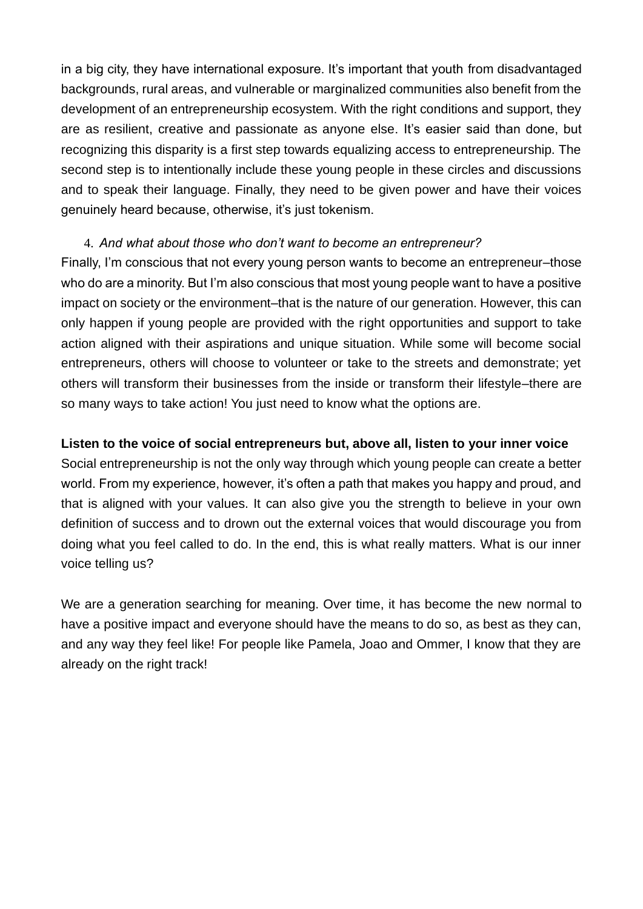in a big city, they have international exposure. It's important that youth from disadvantaged backgrounds, rural areas, and vulnerable or marginalized communities also benefit from the development of an entrepreneurship ecosystem. With the right conditions and support, they are as resilient, creative and passionate as anyone else. It's easier said than done, but recognizing this disparity is a first step towards equalizing access to entrepreneurship. The second step is to intentionally include these young people in these circles and discussions and to speak their language. Finally, they need to be given power and have their voices genuinely heard because, otherwise, it's just tokenism.

4. *And what about those who don't want to become an entrepreneur?*

Finally, I'm conscious that not every young person wants to become an entrepreneur–those who do are a minority. But I'm also conscious that most young people want to have a positive impact on society or the environment–that is the nature of our generation. However, this can only happen if young people are provided with the right opportunities and support to take action aligned with their aspirations and unique situation. While some will become social entrepreneurs, others will choose to volunteer or take to the streets and demonstrate; yet others will transform their businesses from the inside or transform their lifestyle–there are so many ways to take action! You just need to know what the options are.

**Listen to the voice of social entrepreneurs but, above all, listen to your inner voice**

Social entrepreneurship is not the only way through which young people can create a better world. From my experience, however, it's often a path that makes you happy and proud, and that is aligned with your values. It can also give you the strength to believe in your own definition of success and to drown out the external voices that would discourage you from doing what you feel called to do. In the end, this is what really matters. What is our inner voice telling us?

We are a generation searching for meaning. Over time, it has become the new normal to have a positive impact and everyone should have the means to do so, as best as they can, and any way they feel like! For people like Pamela, Joao and Ommer, I know that they are already on the right track!